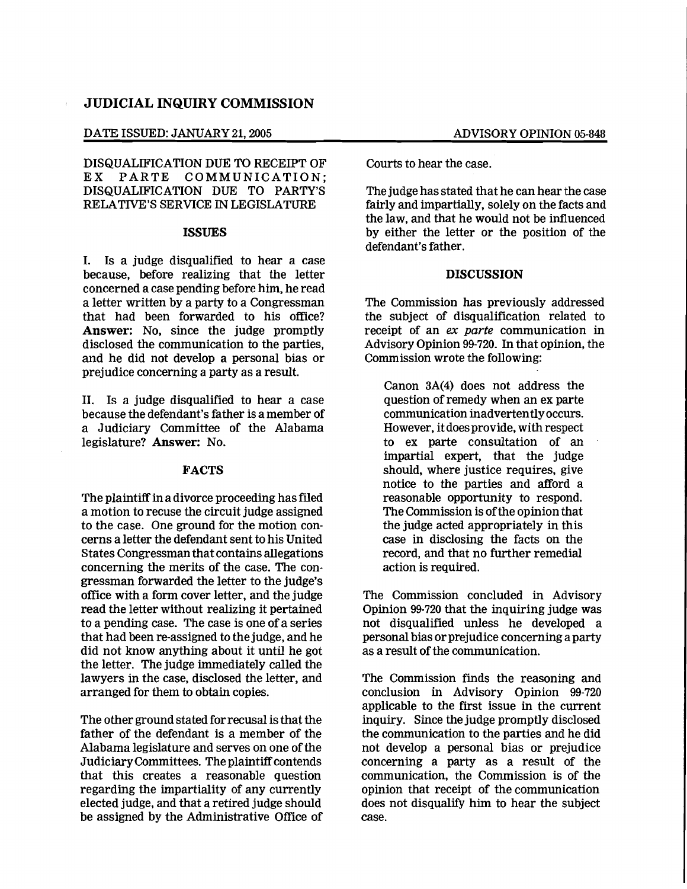# JUDICIAL INQUIRY COMMISSION

DATE ISSUED: JANUARY 21, 2005 ADVISORY OPINION 05-848

DISQUALIFICATION DUE TO RECEIPT OF EX PARTE COMMUNICATION; DISQUALIFICATION DUE TO PARTY'S RELATIVE'S SERVICE IN LEGISLATURE

## ISSUES

I. Is a judge disqualified to hear a case because, before realizing that the letter concerned a case pending before him, he read a letter written by a party to a Congressman that had been forwarded to his office? **Answer:** No, since the judge promptly disclosed the communication to the parties, and he did not develop a personal bias or prejudice concerning a party as a result.

II. Is a judge disqualified to hear a case because the defendant's father is a member of a Judiciary Committee of the Alabama legislature? **Answer:** No.

## FACTS

The plaintiff in a divorce proceeding has filed a motion to recuse the circuit judge assigned to the case. One ground for the motion concerns a letter the defendant sent to his United States Congressman that contains allegations concerning the merits of the case. The congressman forwarded the letter to the judge's office with a form cover letter, and the judge read the letter without realizing it pertained to a pending case. The case is one of a series that had been re-assigned to the judge, and he did not know anything about it until he got the letter. The judge immediately called the lawyers in the case, disclosed the letter, and arranged for them to obtain copies.

The other ground stated for recusal is that the father of the defendant is a member of the Alabama legislature and serves on one of the Judiciary Committees. The plaintiff contends that this creates a reasonable question regarding the impartiality of any currently elected judge, and that a retired judge should be assigned by the Administrative Office of Courts to hear the case.

The judge has stated that he can hear the case fairly and impartially, solely on the facts and the law, and that he would not be influenced by either the letter or the position of the defendant's father.

## DISCUSSION

The Commission has previously addressed the subject of disqualification related to receipt of an *ex parte* communication in Advisory Opinion 99-720. In that opinion, the Commission wrote the following:

> Canon 3A(4) does not address the question of remedy when an ex parte communication inadvertently occurs. However, it does provide, with respect to ex parte consultation of an impartial expert, that the judge should, where justice requires, give notice to the parties and afford a reasonable opportunity to respond. The Commission is of the opinion that the judge acted appropriately in this case in disclosing the facts on the record, and that no further remedial action is required.

The Commission concluded in Advisory Opinion 99-720 that the inquiring judge was not disqualified unless he developed a personal bias or prejudice concerning a party as a result of the communication.

The Commission finds the reasoning and conclusion in Advisory Opinion 99-720 applicable to the first issue in the current inquiry. Since the judge promptly disclosed the communication to the parties and he did not develop a personal bias or prejudice concerning a party as a result of the communication, the Commission is of the opinion that receipt of the communication does not disqualify him to hear the subject case.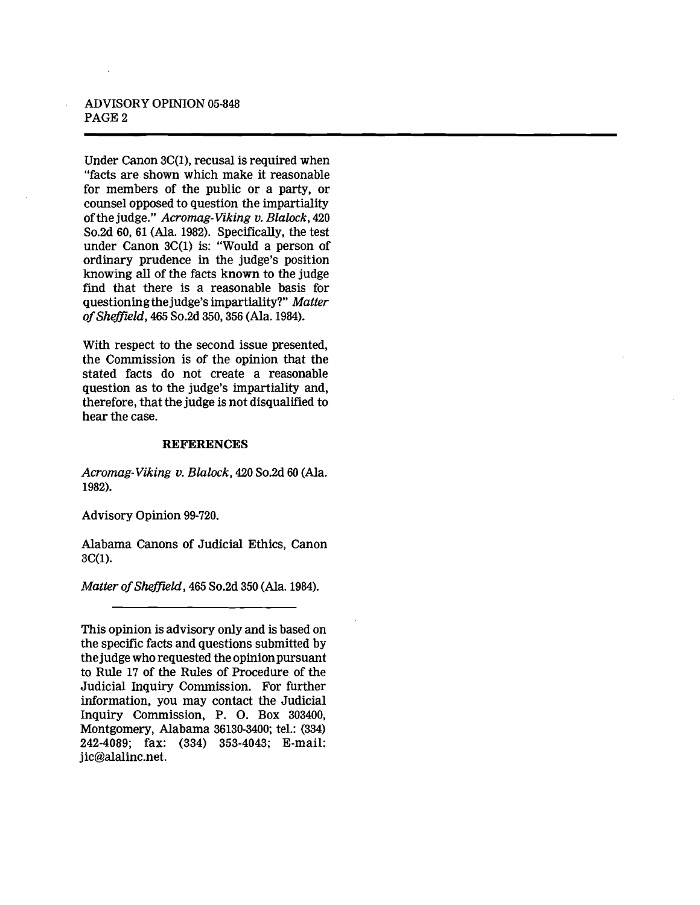Under Canon 3C(1), recusal is required when "facts are shown which make it reasonable for members of the public or a party, or counsel opposed to question the impartiality of the judge." *Acromag-Viking v. Blalock*, 420 So.2d 60, 61 (Ala. 1982). Specifically, the test under Canon 3C(1) is: "Would a person of ordinary prudence in the judge's position knowing all of the facts known to the judge find that there is a reasonable basis for questioning the judge's impartiality?" *Matter of Sheffield*, 465 So.2d 350, 356 (Ala. 1984).

With respect to the second issue presented, the Commission is of the opinion that the stated facts do not create a reasonable question as to the judge's impartiality and, therefore, that the judge is not disqualified to hear the case.

**REFERENCES**

*Acromag-Viking v. Blalock*, 420 So.2d 60 (Ala. 1982).

Advisory Opinion 99-720.

Alabama Canons of Judicial Ethics, Canon 3C(1).

*Matter of Sheffield*, 465 So.2d 350 (Ala. 1984).

---

This opinion is advisory only and is based on the specific facts and questions submitted by the judge who requested the opinion pursuant to Rule 17 of the Rules of Procedure of the Judicial Inquiry Commission. For further information, you may contact the Judicial Inquiry Commission, P. O. Box 303400, Montgomery, Alabama 36130-3400; tel.: (334) 242-4089; fax: (334) 353-4043; E-mail: jic@alalinc.net.